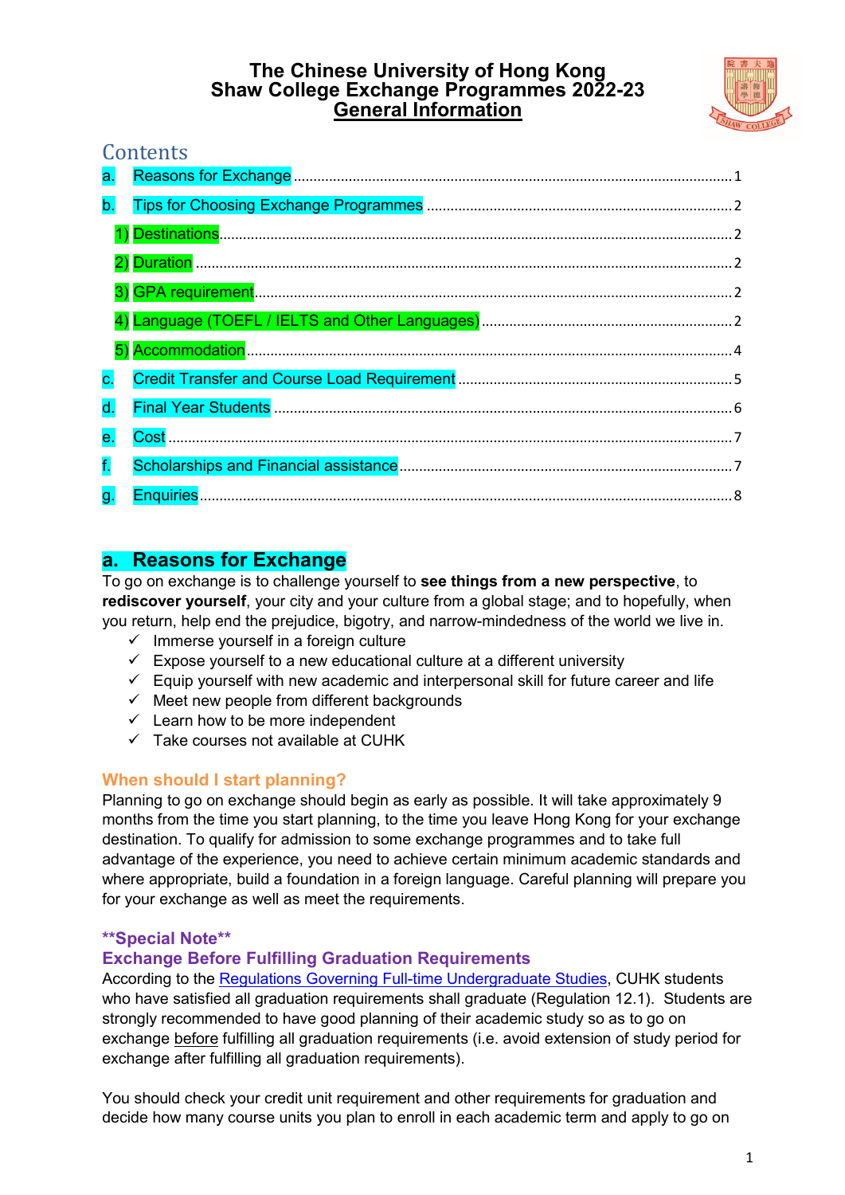# The Chinese University of Hong Kong
# Shaw College Exchange Programmes 2022-23
# General Information

## Contents

- a. Reasons for Exchange ..... 1
- b. Tips for Choosing Exchange Programmes ..... 2
  - 1) Destinations ..... 2
  - 2) Duration ..... 2
  - 3) GPA requirement ..... 2
  - 4) Language (TOEFL / IELTS and Other Languages) ..... 2
  - 5) Accommodation ..... 4
- c. Credit Transfer and Course Load Requirement ..... 5
- d. Final Year Students ..... 6
- e. Cost ..... 7
- f. Scholarships and Financial assistance ..... 7
- g. Enquiries ..... 8

## a. Reasons for Exchange

To go on exchange is to challenge yourself to **see things from a new perspective**, to **rediscover yourself**, your city and your culture from a global stage; and to hopefully, when you return, help end the prejudice, bigotry, and narrow-mindedness of the world we live in.

- ✓ Immerse yourself in a foreign culture
- ✓ Expose yourself to a new educational culture at a different university
- ✓ Equip yourself with new academic and interpersonal skill for future career and life
- ✓ Meet new people from different backgrounds
- ✓ Learn how to be more independent
- ✓ Take courses not available at CUHK

### When should I start planning?

Planning to go on exchange should begin as early as possible. It will take approximately 9 months from the time you start planning, to the time you leave Hong Kong for your exchange destination. To qualify for admission to some exchange programmes and to take full advantage of the experience, you need to achieve certain minimum academic standards and where appropriate, build a foundation in a foreign language. Careful planning will prepare you for your exchange as well as meet the requirements.

### **Special Note**
### Exchange Before Fulfilling Graduation Requirements

According to the Regulations Governing Full-time Undergraduate Studies, CUHK students who have satisfied all graduation requirements shall graduate (Regulation 12.1). Students are strongly recommended to have good planning of their academic study so as to go on exchange before fulfilling all graduation requirements (i.e. avoid extension of study period for exchange after fulfilling all graduation requirements).

You should check your credit unit requirement and other requirements for graduation and decide how many course units you plan to enroll in each academic term and apply to go on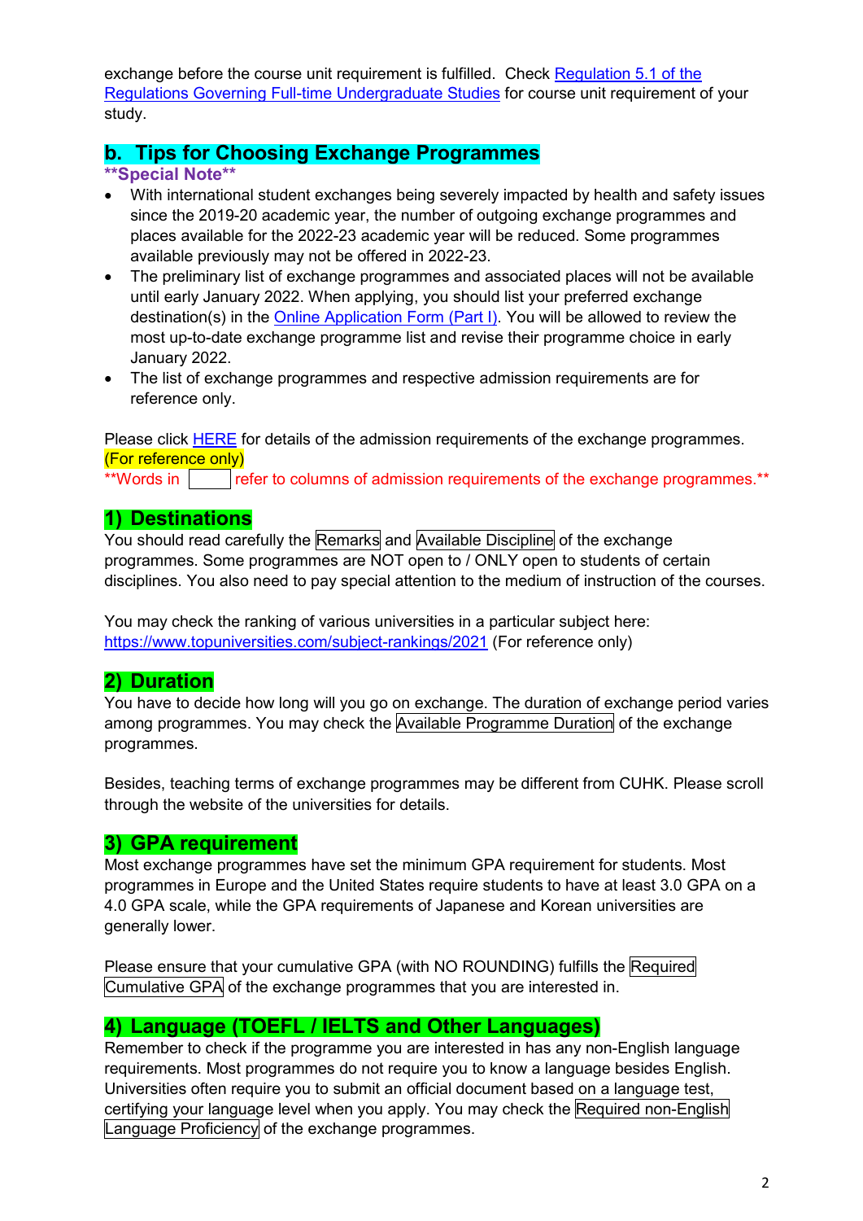exchange before the course unit requirement is fulfilled. Check [Regulation 5.1 of the Regulations Governing Full-time Undergraduate Studies](#) for course unit requirement of your study.

## b. Tips for Choosing Exchange Programmes

**\*\*Special Note\*\***

- With international student exchanges being severely impacted by health and safety issues since the 2019-20 academic year, the number of outgoing exchange programmes and places available for the 2022-23 academic year will be reduced. Some programmes available previously may not be offered in 2022-23.
- The preliminary list of exchange programmes and associated places will not be available until early January 2022. When applying, you should list your preferred exchange destination(s) in the [Online Application Form (Part I)](#). You will be allowed to review the most up-to-date exchange programme list and revise their programme choice in early January 2022.
- The list of exchange programmes and respective admission requirements are for reference only.

Please click [HERE](#) for details of the admission requirements of the exchange programmes. (For reference only)

\*\*Words in [ ] refer to columns of admission requirements of the exchange programmes.\*\*

### 1) Destinations

You should read carefully the [Remarks] and [Available Discipline] of the exchange programmes. Some programmes are NOT open to / ONLY open to students of certain disciplines. You also need to pay special attention to the medium of instruction of the courses.

You may check the ranking of various universities in a particular subject here: https://www.topuniversities.com/subject-rankings/2021 (For reference only)

### 2) Duration

You have to decide how long will you go on exchange. The duration of exchange period varies among programmes. You may check the [Available Programme Duration] of the exchange programmes.

Besides, teaching terms of exchange programmes may be different from CUHK. Please scroll through the website of the universities for details.

### 3) GPA requirement

Most exchange programmes have set the minimum GPA requirement for students. Most programmes in Europe and the United States require students to have at least 3.0 GPA on a 4.0 GPA scale, while the GPA requirements of Japanese and Korean universities are generally lower.

Please ensure that your cumulative GPA (with NO ROUNDING) fulfills the [Required Cumulative GPA] of the exchange programmes that you are interested in.

### 4) Language (TOEFL / IELTS and Other Languages)

Remember to check if the programme you are interested in has any non-English language requirements. Most programmes do not require you to know a language besides English. Universities often require you to submit an official document based on a language test, certifying your language level when you apply. You may check the [Required non-English Language Proficiency] of the exchange programmes.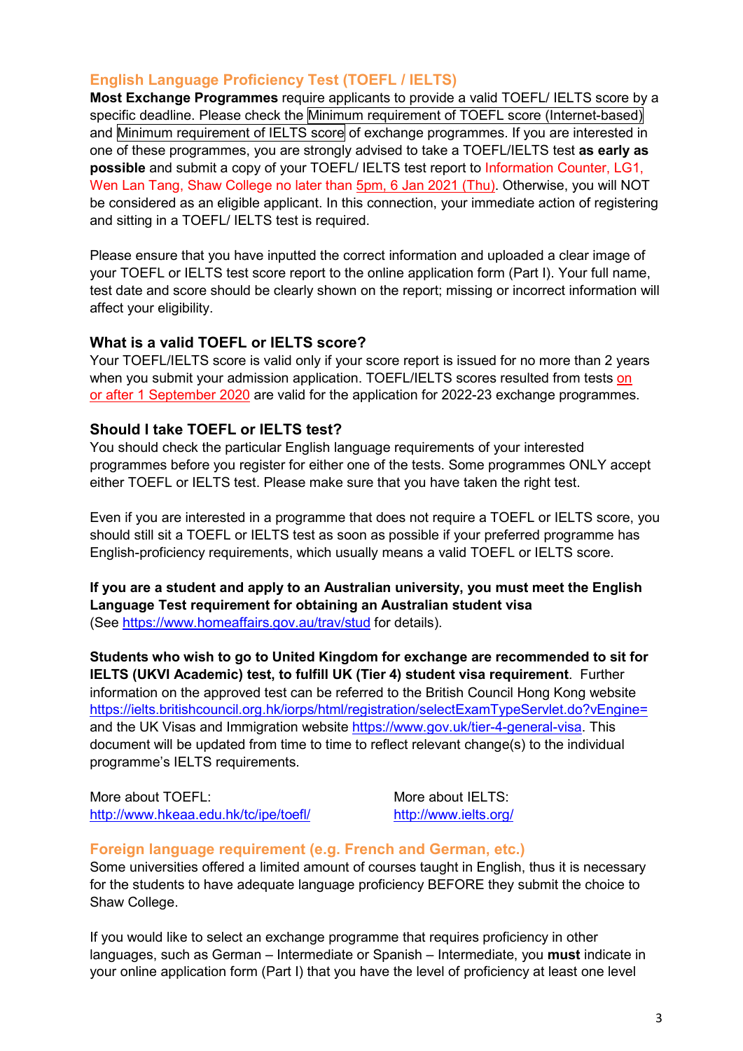## English Language Proficiency Test (TOEFL / IELTS)

**Most Exchange Programmes** require applicants to provide a valid TOEFL/ IELTS score by a specific deadline. Please check the Minimum requirement of TOEFL score (Internet-based) and Minimum requirement of IELTS score of exchange programmes. If you are interested in one of these programmes, you are strongly advised to take a TOEFL/IELTS test **as early as possible** and submit a copy of your TOEFL/ IELTS test report to Information Counter, LG1, Wen Lan Tang, Shaw College no later than 5pm, 6 Jan 2021 (Thu). Otherwise, you will NOT be considered as an eligible applicant. In this connection, your immediate action of registering and sitting in a TOEFL/ IELTS test is required.

Please ensure that you have inputted the correct information and uploaded a clear image of your TOEFL or IELTS test score report to the online application form (Part I). Your full name, test date and score should be clearly shown on the report; missing or incorrect information will affect your eligibility.

### What is a valid TOEFL or IELTS score?

Your TOEFL/IELTS score is valid only if your score report is issued for no more than 2 years when you submit your admission application. TOEFL/IELTS scores resulted from tests on or after 1 September 2020 are valid for the application for 2022-23 exchange programmes.

### Should I take TOEFL or IELTS test?

You should check the particular English language requirements of your interested programmes before you register for either one of the tests. Some programmes ONLY accept either TOEFL or IELTS test. Please make sure that you have taken the right test.

Even if you are interested in a programme that does not require a TOEFL or IELTS score, you should still sit a TOEFL or IELTS test as soon as possible if your preferred programme has English-proficiency requirements, which usually means a valid TOEFL or IELTS score.

**If you are a student and apply to an Australian university, you must meet the English Language Test requirement for obtaining an Australian student visa**
(See https://www.homeaffairs.gov.au/trav/stud for details).

**Students who wish to go to United Kingdom for exchange are recommended to sit for IELTS (UKVI Academic) test, to fulfill UK (Tier 4) student visa requirement**. Further information on the approved test can be referred to the British Council Hong Kong website https://ielts.britishcouncil.org.hk/iorps/html/registration/selectExamTypeServlet.do?vEngine= and the UK Visas and Immigration website https://www.gov.uk/tier-4-general-visa. This document will be updated from time to time to reflect relevant change(s) to the individual programme's IELTS requirements.

More about TOEFL:
http://www.hkeaa.edu.hk/tc/ipe/toefl/

More about IELTS:
http://www.ielts.org/

## Foreign language requirement (e.g. French and German, etc.)

Some universities offered a limited amount of courses taught in English, thus it is necessary for the students to have adequate language proficiency BEFORE they submit the choice to Shaw College.

If you would like to select an exchange programme that requires proficiency in other languages, such as German – Intermediate or Spanish – Intermediate, you **must** indicate in your online application form (Part I) that you have the level of proficiency at least one level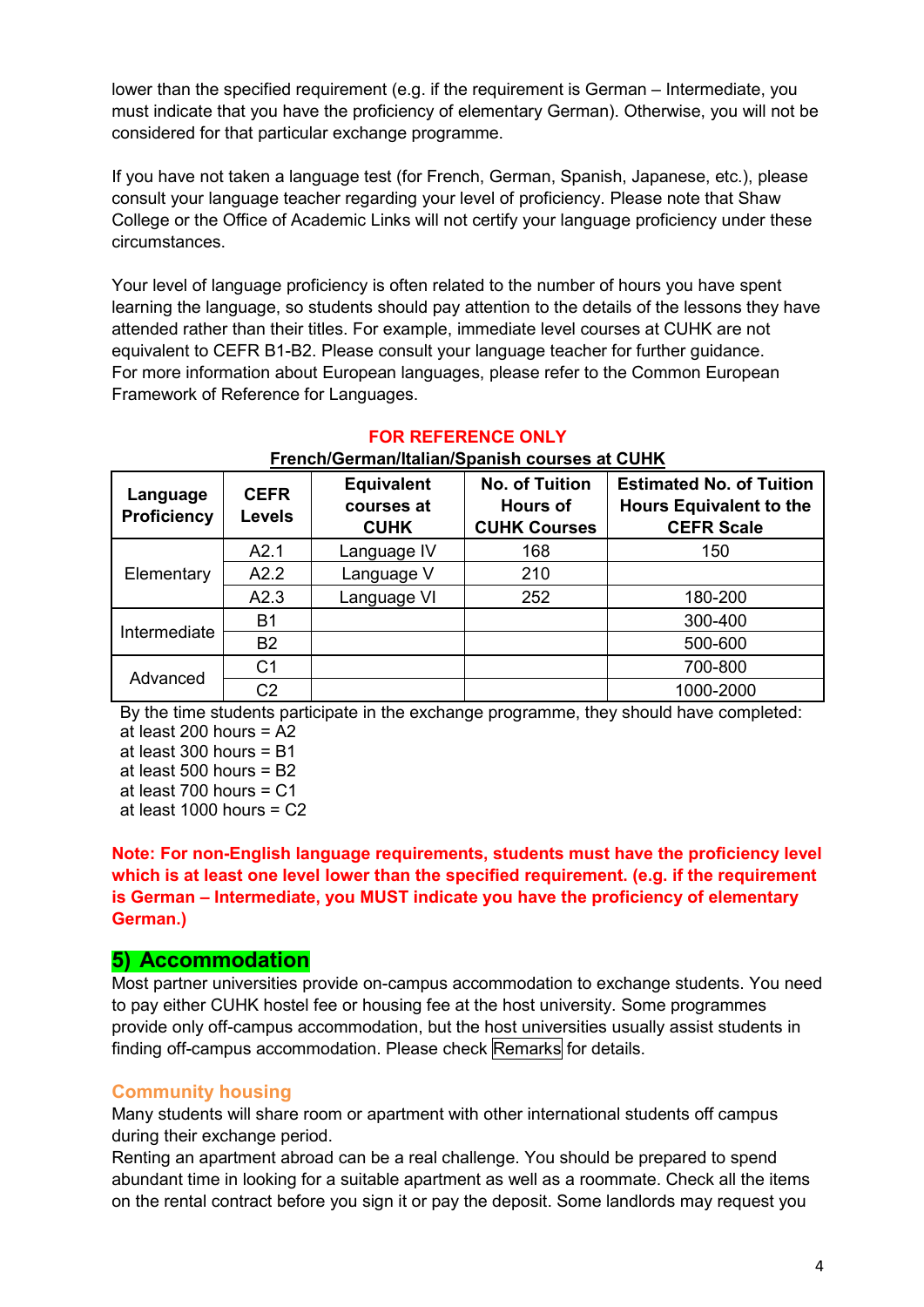lower than the specified requirement (e.g. if the requirement is German – Intermediate, you must indicate that you have the proficiency of elementary German). Otherwise, you will not be considered for that particular exchange programme.

If you have not taken a language test (for French, German, Spanish, Japanese, etc.), please consult your language teacher regarding your level of proficiency. Please note that Shaw College or the Office of Academic Links will not certify your language proficiency under these circumstances.

Your level of language proficiency is often related to the number of hours you have spent learning the language, so students should pay attention to the details of the lessons they have attended rather than their titles. For example, immediate level courses at CUHK are not equivalent to CEFR B1-B2. Please consult your language teacher for further guidance.
For more information about European languages, please refer to the Common European Framework of Reference for Languages.

**FOR REFERENCE ONLY**

**French/German/Italian/Spanish courses at CUHK**

| Language Proficiency | CEFR Levels | Equivalent courses at CUHK | No. of Tuition Hours of CUHK Courses | Estimated No. of Tuition Hours Equivalent to the CEFR Scale |
|---|---|---|---|---|
| Elementary | A2.1 | Language IV | 168 | 150 |
| | A2.2 | Language V | 210 | |
| | A2.3 | Language VI | 252 | 180-200 |
| Intermediate | B1 | | | 300-400 |
| | B2 | | | 500-600 |
| Advanced | C1 | | | 700-800 |
| | C2 | | | 1000-2000 |

By the time students participate in the exchange programme, they should have completed:
at least 200 hours = A2
at least 300 hours = B1
at least 500 hours = B2
at least 700 hours = C1
at least 1000 hours = C2

**Note: For non-English language requirements, students must have the proficiency level which is at least one level lower than the specified requirement. (e.g. if the requirement is German – Intermediate, you MUST indicate you have the proficiency of elementary German.)**

## 5) Accommodation

Most partner universities provide on-campus accommodation to exchange students. You need to pay either CUHK hostel fee or housing fee at the host university. Some programmes provide only off-campus accommodation, but the host universities usually assist students in finding off-campus accommodation. Please check Remarks for details.

### Community housing

Many students will share room or apartment with other international students off campus during their exchange period.
Renting an apartment abroad can be a real challenge. You should be prepared to spend abundant time in looking for a suitable apartment as well as a roommate. Check all the items on the rental contract before you sign it or pay the deposit. Some landlords may request you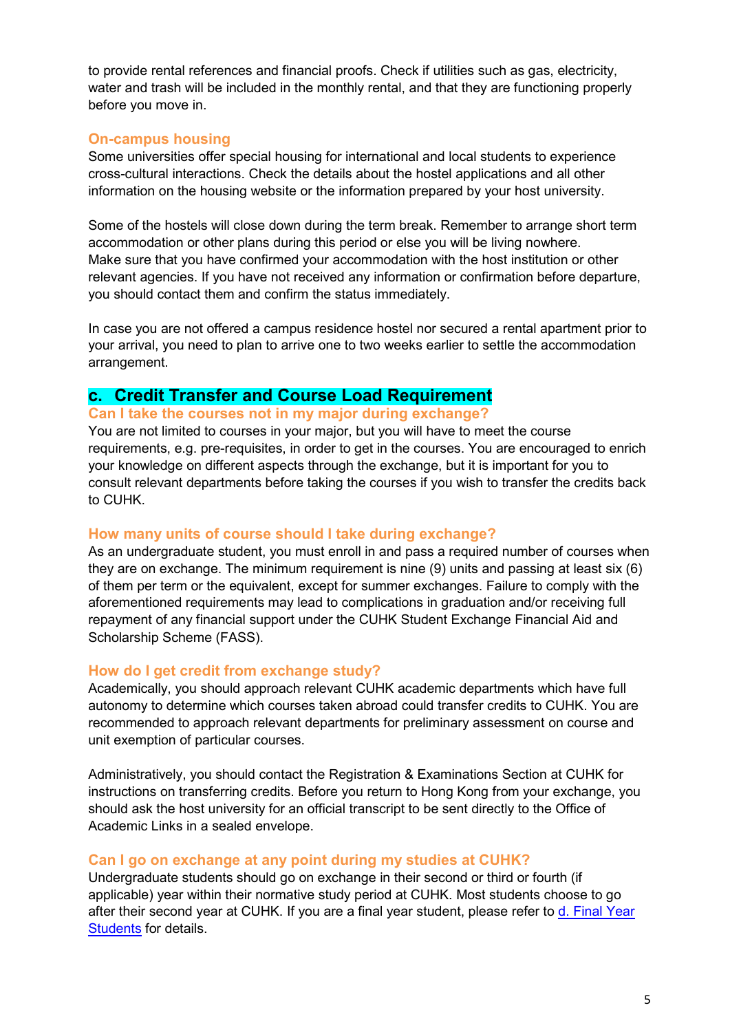to provide rental references and financial proofs. Check if utilities such as gas, electricity, water and trash will be included in the monthly rental, and that they are functioning properly before you move in.

### On-campus housing

Some universities offer special housing for international and local students to experience cross-cultural interactions. Check the details about the hostel applications and all other information on the housing website or the information prepared by your host university.

Some of the hostels will close down during the term break. Remember to arrange short term accommodation or other plans during this period or else you will be living nowhere. Make sure that you have confirmed your accommodation with the host institution or other relevant agencies. If you have not received any information or confirmation before departure, you should contact them and confirm the status immediately.

In case you are not offered a campus residence hostel nor secured a rental apartment prior to your arrival, you need to plan to arrive one to two weeks earlier to settle the accommodation arrangement.

## c. Credit Transfer and Course Load Requirement

### Can I take the courses not in my major during exchange?

You are not limited to courses in your major, but you will have to meet the course requirements, e.g. pre-requisites, in order to get in the courses. You are encouraged to enrich your knowledge on different aspects through the exchange, but it is important for you to consult relevant departments before taking the courses if you wish to transfer the credits back to CUHK.

### How many units of course should I take during exchange?

As an undergraduate student, you must enroll in and pass a required number of courses when they are on exchange. The minimum requirement is nine (9) units and passing at least six (6) of them per term or the equivalent, except for summer exchanges. Failure to comply with the aforementioned requirements may lead to complications in graduation and/or receiving full repayment of any financial support under the CUHK Student Exchange Financial Aid and Scholarship Scheme (FASS).

### How do I get credit from exchange study?

Academically, you should approach relevant CUHK academic departments which have full autonomy to determine which courses taken abroad could transfer credits to CUHK. You are recommended to approach relevant departments for preliminary assessment on course and unit exemption of particular courses.

Administratively, you should contact the Registration & Examinations Section at CUHK for instructions on transferring credits. Before you return to Hong Kong from your exchange, you should ask the host university for an official transcript to be sent directly to the Office of Academic Links in a sealed envelope.

### Can I go on exchange at any point during my studies at CUHK?

Undergraduate students should go on exchange in their second or third or fourth (if applicable) year within their normative study period at CUHK. Most students choose to go after their second year at CUHK. If you are a final year student, please refer to d. Final Year Students for details.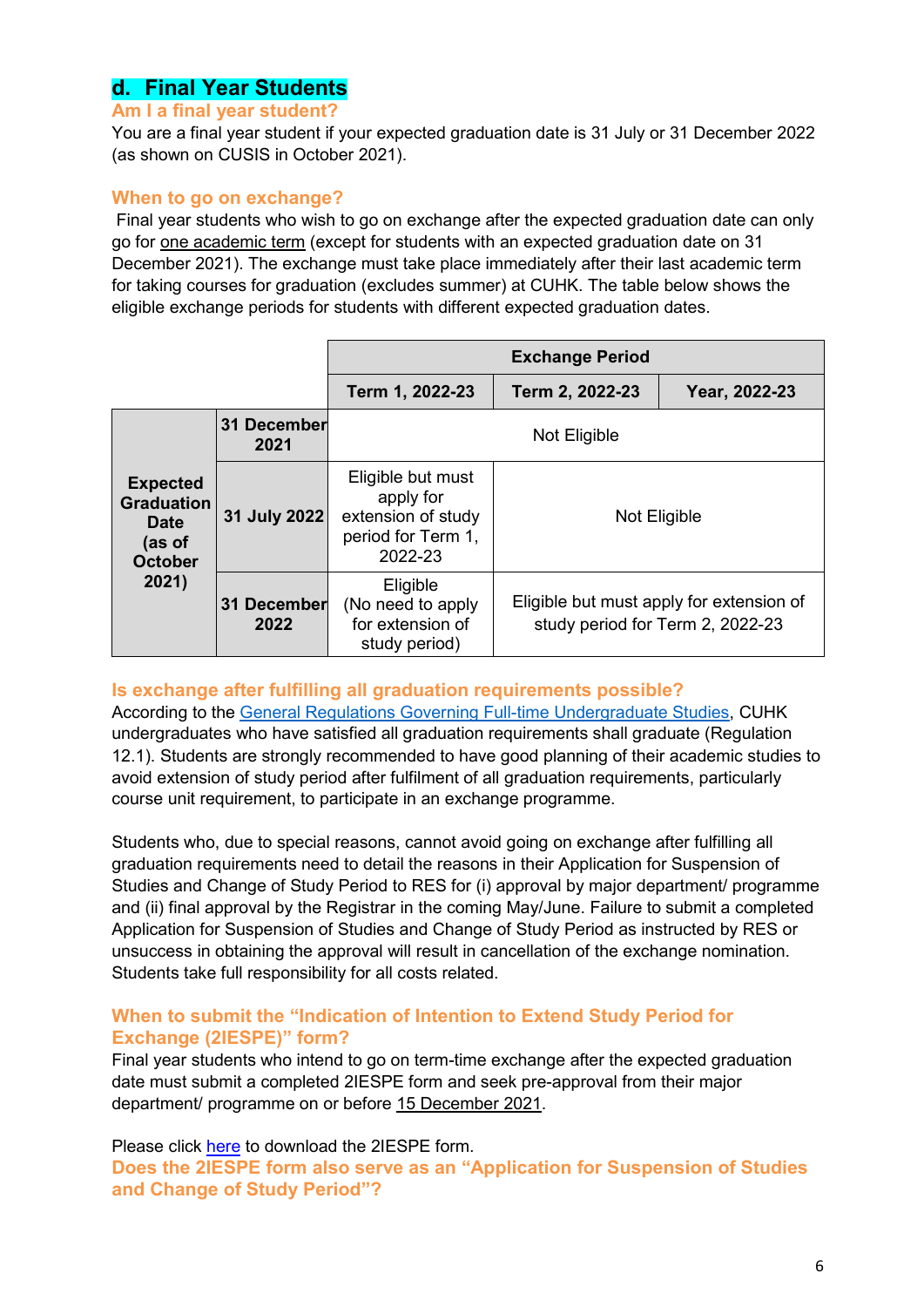## d. Final Year Students

### Am I a final year student?

You are a final year student if your expected graduation date is 31 July or 31 December 2022 (as shown on CUSIS in October 2021).

### When to go on exchange?

Final year students who wish to go on exchange after the expected graduation date can only go for one academic term (except for students with an expected graduation date on 31 December 2021). The exchange must take place immediately after their last academic term for taking courses for graduation (excludes summer) at CUHK. The table below shows the eligible exchange periods for students with different expected graduation dates.

| | | Exchange Period | | |
|---|---|---|---|---|
| | | **Term 1, 2022-23** | **Term 2, 2022-23** | **Year, 2022-23** |
| **Expected Graduation Date (as of October 2021)** | **31 December 2021** | Not Eligible | Not Eligible | Not Eligible |
| | **31 July 2022** | Eligible but must apply for extension of study period for Term 1, 2022-23 | Not Eligible | Not Eligible |
| | **31 December 2022** | Eligible (No need to apply for extension of study period) | Eligible but must apply for extension of study period for Term 2, 2022-23 | Eligible but must apply for extension of study period for Term 2, 2022-23 |

### Is exchange after fulfilling all graduation requirements possible?

According to the [General Regulations Governing Full-time Undergraduate Studies](), CUHK undergraduates who have satisfied all graduation requirements shall graduate (Regulation 12.1). Students are strongly recommended to have good planning of their academic studies to avoid extension of study period after fulfilment of all graduation requirements, particularly course unit requirement, to participate in an exchange programme.

Students who, due to special reasons, cannot avoid going on exchange after fulfilling all graduation requirements need to detail the reasons in their Application for Suspension of Studies and Change of Study Period to RES for (i) approval by major department/ programme and (ii) final approval by the Registrar in the coming May/June. Failure to submit a completed Application for Suspension of Studies and Change of Study Period as instructed by RES or unsuccess in obtaining the approval will result in cancellation of the exchange nomination. Students take full responsibility for all costs related.

### When to submit the "Indication of Intention to Extend Study Period for Exchange (2IESPE)" form?

Final year students who intend to go on term-time exchange after the expected graduation date must submit a completed 2IESPE form and seek pre-approval from their major department/ programme on or before 15 December 2021.

Please click [here]() to download the 2IESPE form.

### Does the 2IESPE form also serve as an "Application for Suspension of Studies and Change of Study Period"?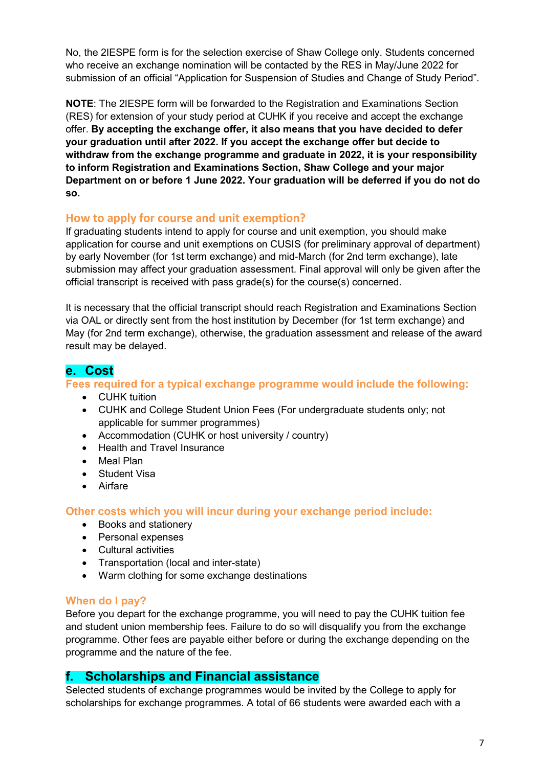No, the 2IESPE form is for the selection exercise of Shaw College only. Students concerned who receive an exchange nomination will be contacted by the RES in May/June 2022 for submission of an official "Application for Suspension of Studies and Change of Study Period".

**NOTE**: The 2IESPE form will be forwarded to the Registration and Examinations Section (RES) for extension of your study period at CUHK if you receive and accept the exchange offer. **By accepting the exchange offer, it also means that you have decided to defer your graduation until after 2022. If you accept the exchange offer but decide to withdraw from the exchange programme and graduate in 2022, it is your responsibility to inform Registration and Examinations Section, Shaw College and your major Department on or before 1 June 2022. Your graduation will be deferred if you do not do so.**

### How to apply for course and unit exemption?

If graduating students intend to apply for course and unit exemption, you should make application for course and unit exemptions on CUSIS (for preliminary approval of department) by early November (for 1st term exchange) and mid-March (for 2nd term exchange), late submission may affect your graduation assessment. Final approval will only be given after the official transcript is received with pass grade(s) for the course(s) concerned.

It is necessary that the official transcript should reach Registration and Examinations Section via OAL or directly sent from the host institution by December (for 1st term exchange) and May (for 2nd term exchange), otherwise, the graduation assessment and release of the award result may be delayed.

## e. Cost

### Fees required for a typical exchange programme would include the following:

- CUHK tuition
- CUHK and College Student Union Fees (For undergraduate students only; not applicable for summer programmes)
- Accommodation (CUHK or host university / country)
- Health and Travel Insurance
- Meal Plan
- Student Visa
- Airfare

### Other costs which you will incur during your exchange period include:

- Books and stationery
- Personal expenses
- Cultural activities
- Transportation (local and inter-state)
- Warm clothing for some exchange destinations

### When do I pay?

Before you depart for the exchange programme, you will need to pay the CUHK tuition fee and student union membership fees. Failure to do so will disqualify you from the exchange programme. Other fees are payable either before or during the exchange depending on the programme and the nature of the fee.

## f. Scholarships and Financial assistance

Selected students of exchange programmes would be invited by the College to apply for scholarships for exchange programmes. A total of 66 students were awarded each with a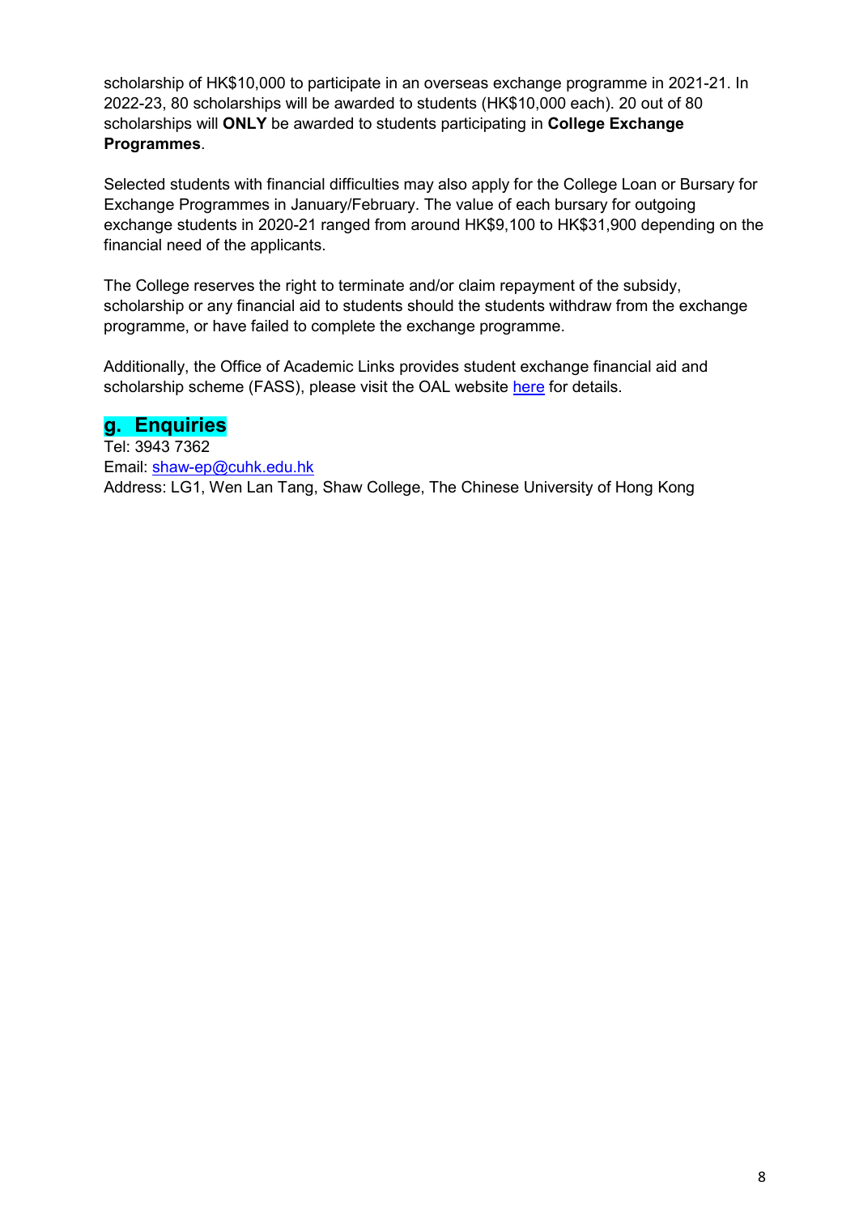scholarship of HK$10,000 to participate in an overseas exchange programme in 2021-21. In 2022-23, 80 scholarships will be awarded to students (HK$10,000 each). 20 out of 80 scholarships will **ONLY** be awarded to students participating in **College Exchange Programmes**.

Selected students with financial difficulties may also apply for the College Loan or Bursary for Exchange Programmes in January/February. The value of each bursary for outgoing exchange students in 2020-21 ranged from around HK$9,100 to HK$31,900 depending on the financial need of the applicants.

The College reserves the right to terminate and/or claim repayment of the subsidy, scholarship or any financial aid to students should the students withdraw from the exchange programme, or have failed to complete the exchange programme.

Additionally, the Office of Academic Links provides student exchange financial aid and scholarship scheme (FASS), please visit the OAL website here for details.

## g. Enquiries

Tel: 3943 7362
Email: shaw-ep@cuhk.edu.hk
Address: LG1, Wen Lan Tang, Shaw College, The Chinese University of Hong Kong